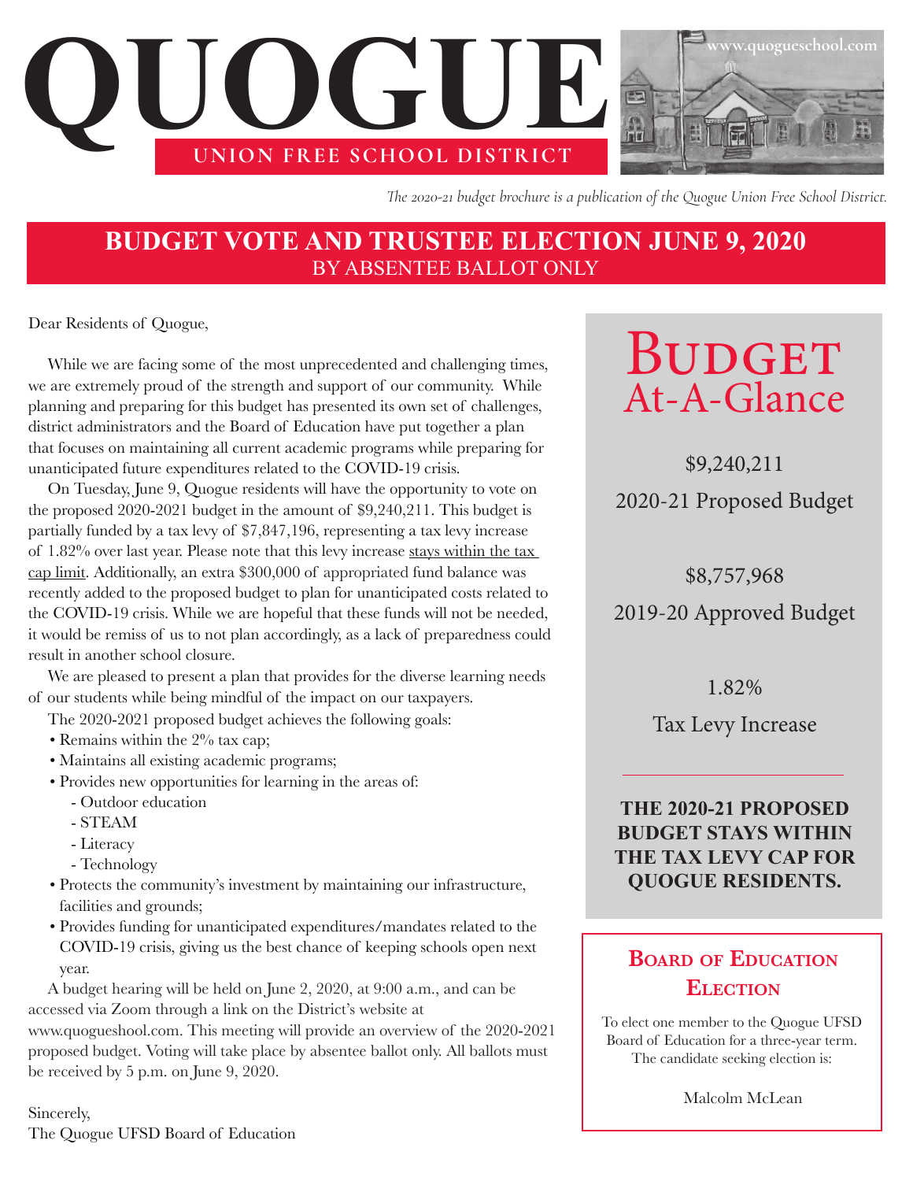# QUOGUE

**UNION FREE SCHOOL DISTRICT**

www.quogueschool.com

*The 2020-21 budget brochure is a publication of the Quogue Union Free School District.*

## BUDGET VOTE AND TRUSTEE ELECTION JUNE 9, 2020
BY ABSENTEE BALLOT ONLY

Dear Residents of Quogue,

While we are facing some of the most unprecedented and challenging times, we are extremely proud of the strength and support of our community. While planning and preparing for this budget has presented its own set of challenges, district administrators and the Board of Education have put together a plan that focuses on maintaining all current academic programs while preparing for unanticipated future expenditures related to the COVID-19 crisis.

On Tuesday, June 9, Quogue residents will have the opportunity to vote on the proposed 2020-2021 budget in the amount of $9,240,211. This budget is partially funded by a tax levy of $7,847,196, representing a tax levy increase of 1.82% over last year. Please note that this levy increase stays within the tax cap limit. Additionally, an extra $300,000 of appropriated fund balance was recently added to the proposed budget to plan for unanticipated costs related to the COVID-19 crisis. While we are hopeful that these funds will not be needed, it would be remiss of us to not plan accordingly, as a lack of preparedness could result in another school closure.

We are pleased to present a plan that provides for the diverse learning needs of our students while being mindful of the impact on our taxpayers.

The 2020-2021 proposed budget achieves the following goals:

- Remains within the 2% tax cap;
- Maintains all existing academic programs;
- Provides new opportunities for learning in the areas of:
  - Outdoor education
  - STEAM
  - Literacy
  - Technology
- Protects the community's investment by maintaining our infrastructure, facilities and grounds;
- Provides funding for unanticipated expenditures/mandates related to the COVID-19 crisis, giving us the best chance of keeping schools open next year.

A budget hearing will be held on June 2, 2020, at 9:00 a.m., and can be accessed via Zoom through a link on the District's website at www.quogueshool.com. This meeting will provide an overview of the 2020-2021 proposed budget. Voting will take place by absentee ballot only. All ballots must be received by 5 p.m. on June 9, 2020.

Sincerely,
The Quogue UFSD Board of Education

## BUDGET At-A-Glance

$9,240,211
2020-21 Proposed Budget

$8,757,968
2019-20 Approved Budget

1.82%
Tax Levy Increase

**THE 2020-21 PROPOSED BUDGET STAYS WITHIN THE TAX LEVY CAP FOR QUOGUE RESIDENTS.**

## Board of Education Election

To elect one member to the Quogue UFSD Board of Education for a three-year term. The candidate seeking election is:

Malcolm McLean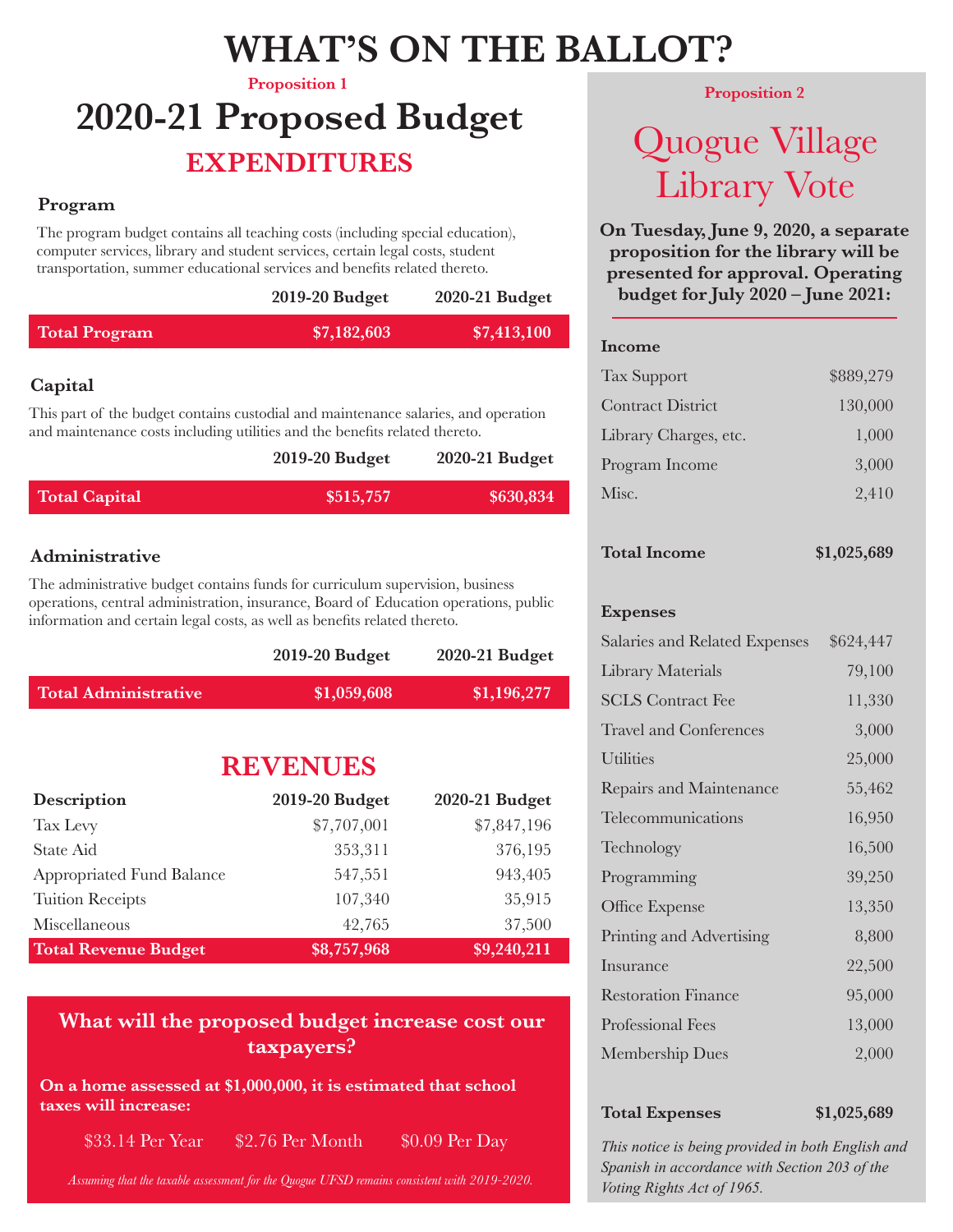# WHAT'S ON THE BALLOT?

**Proposition 1**

## 2020-21 Proposed Budget

### EXPENDITURES

#### Program

The program budget contains all teaching costs (including special education), computer services, library and student services, certain legal costs, student transportation, summer educational services and benefits related thereto.

| | 2019-20 Budget | 2020-21 Budget |
|---|---|---|
| **Total Program** | **$7,182,603** | **$7,413,100** |

#### Capital

This part of the budget contains custodial and maintenance salaries, and operation and maintenance costs including utilities and the benefits related thereto.

| | 2019-20 Budget | 2020-21 Budget |
|---|---|---|
| **Total Capital** | **$515,757** | **$630,834** |

#### Administrative

The administrative budget contains funds for curriculum supervision, business operations, central administration, insurance, Board of Education operations, public information and certain legal costs, as well as benefits related thereto.

| | 2019-20 Budget | 2020-21 Budget |
|---|---|---|
| **Total Administrative** | **$1,059,608** | **$1,196,277** |

### REVENUES

| Description | 2019-20 Budget | 2020-21 Budget |
|---|---|---|
| Tax Levy | $7,707,001 | $7,847,196 |
| State Aid | 353,311 | 376,195 |
| Appropriated Fund Balance | 547,551 | 943,405 |
| Tuition Receipts | 107,340 | 35,915 |
| Miscellaneous | 42,765 | 37,500 |
| **Total Revenue Budget** | **$8,757,968** | **$9,240,211** |

### What will the proposed budget increase cost our taxpayers?

**On a home assessed at $1,000,000, it is estimated that school taxes will increase:**

$33.14 Per Year $2.76 Per Month $0.09 Per Day

*Assuming that the taxable assessment for the Quogue UFSD remains consistent with 2019-2020.*

**Proposition 2**

## Quogue Village Library Vote

**On Tuesday, June 9, 2020, a separate proposition for the library will be presented for approval. Operating budget for July 2020 – June 2021:**

| **Income** | |
|---|---|
| Tax Support | $889,279 |
| Contract District | 130,000 |
| Library Charges, etc. | 1,000 |
| Program Income | 3,000 |
| Misc. | 2,410 |
| **Total Income** | **$1,025,689** |

| **Expenses** | |
|---|---|
| Salaries and Related Expenses | $624,447 |
| Library Materials | 79,100 |
| SCLS Contract Fee | 11,330 |
| Travel and Conferences | 3,000 |
| Utilities | 25,000 |
| Repairs and Maintenance | 55,462 |
| Telecommunications | 16,950 |
| Technology | 16,500 |
| Programming | 39,250 |
| Office Expense | 13,350 |
| Printing and Advertising | 8,800 |
| Insurance | 22,500 |
| Restoration Finance | 95,000 |
| Professional Fees | 13,000 |
| Membership Dues | 2,000 |
| **Total Expenses** | **$1,025,689** |

*This notice is being provided in both English and Spanish in accordance with Section 203 of the Voting Rights Act of 1965.*